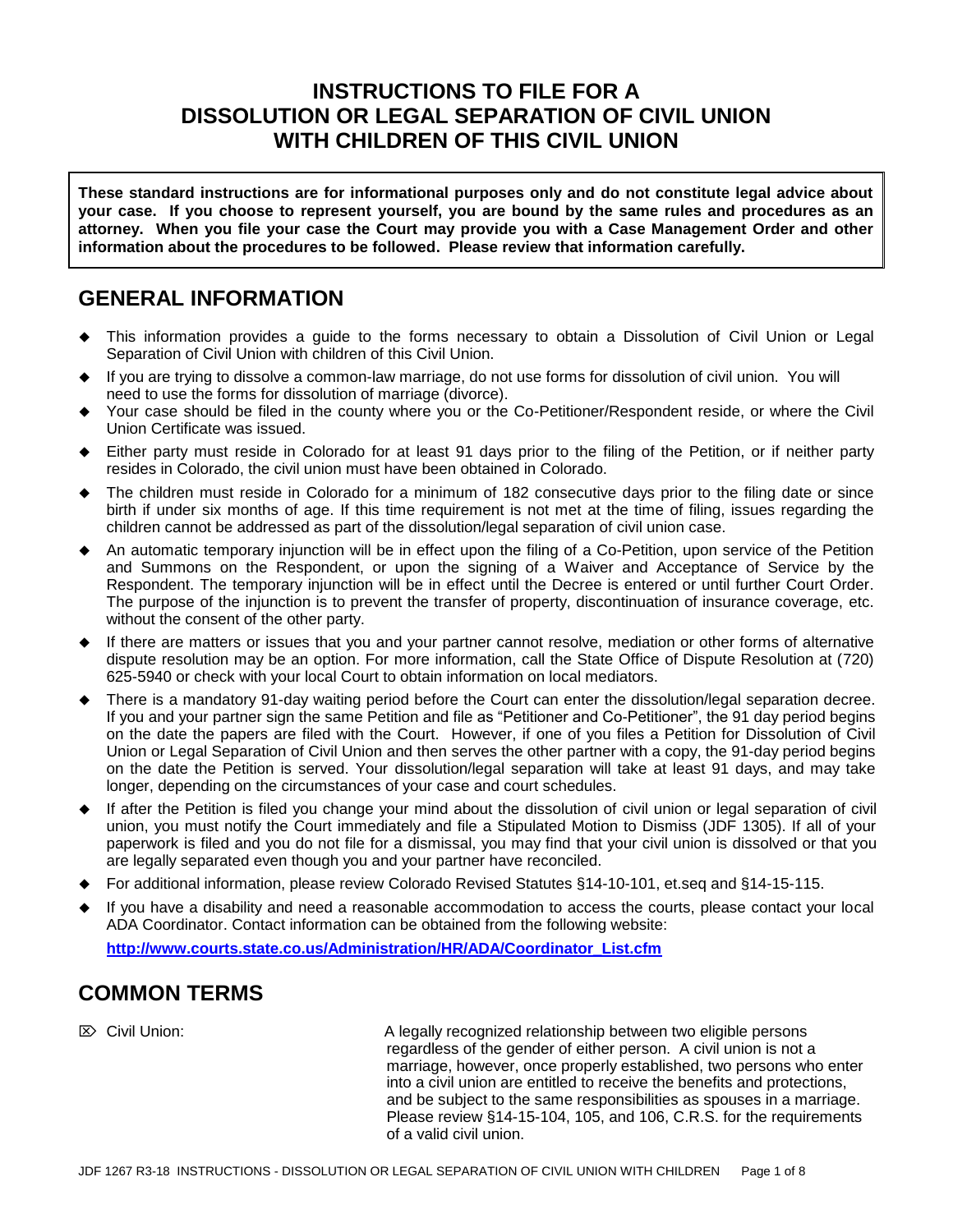# INSTRUCTIONS TO FILE FOR A DISSOLUTION OR LEGAL SEPARATION OF CIVIL UNION WITH CHILDREN OF THIS CIVIL UNION

**These standard instructions are for informational purposes only and do not constitute legal advice about your case. If you choose to represent yourself, you are bound by the same rules and procedures as an attorney. When you file your case the Court may provide you with a Case Management Order and other information about the procedures to be followed. Please review that information carefully.**

## GENERAL INFORMATION

- This information provides a guide to the forms necessary to obtain a Dissolution of Civil Union or Legal Separation of Civil Union with children of this Civil Union.
- If you are trying to dissolve a common-law marriage, do not use forms for dissolution of civil union. You will need to use the forms for dissolution of marriage (divorce).
- Your case should be filed in the county where you or the Co-Petitioner/Respondent reside, or where the Civil Union Certificate was issued.
- Either party must reside in Colorado for at least 91 days prior to the filing of the Petition, or if neither party resides in Colorado, the civil union must have been obtained in Colorado.
- The children must reside in Colorado for a minimum of 182 consecutive days prior to the filing date or since birth if under six months of age. If this time requirement is not met at the time of filing, issues regarding the children cannot be addressed as part of the dissolution/legal separation of civil union case.
- An automatic temporary injunction will be in effect upon the filing of a Co-Petition, upon service of the Petition and Summons on the Respondent, or upon the signing of a Waiver and Acceptance of Service by the Respondent. The temporary injunction will be in effect until the Decree is entered or until further Court Order. The purpose of the injunction is to prevent the transfer of property, discontinuation of insurance coverage, etc. without the consent of the other party.
- If there are matters or issues that you and your partner cannot resolve, mediation or other forms of alternative dispute resolution may be an option. For more information, call the State Office of Dispute Resolution at (720) 625-5940 or check with your local Court to obtain information on local mediators.
- There is a mandatory 91-day waiting period before the Court can enter the dissolution/legal separation decree. If you and your partner sign the same Petition and file as "Petitioner and Co-Petitioner", the 91 day period begins on the date the papers are filed with the Court. However, if one of you files a Petition for Dissolution of Civil Union or Legal Separation of Civil Union and then serves the other partner with a copy, the 91-day period begins on the date the Petition is served. Your dissolution/legal separation will take at least 91 days, and may take longer, depending on the circumstances of your case and court schedules.
- If after the Petition is filed you change your mind about the dissolution of civil union or legal separation of civil union, you must notify the Court immediately and file a Stipulated Motion to Dismiss (JDF 1305). If all of your paperwork is filed and you do not file for a dismissal, you may find that your civil union is dissolved or that you are legally separated even though you and your partner have reconciled.
- For additional information, please review Colorado Revised Statutes §14-10-101, et.seq and §14-15-115.
- If you have a disability and need a reasonable accommodation to access the courts, please contact your local ADA Coordinator. Contact information can be obtained from the following website:

  **http://www.courts.state.co.us/Administration/HR/ADA/Coordinator_List.cfm**

## COMMON TERMS

- **Civil Union:** A legally recognized relationship between two eligible persons regardless of the gender of either person. A civil union is not a marriage, however, once properly established, two persons who enter into a civil union are entitled to receive the benefits and protections, and be subject to the same responsibilities as spouses in a marriage. Please review §14-15-104, 105, and 106, C.R.S. for the requirements of a valid civil union.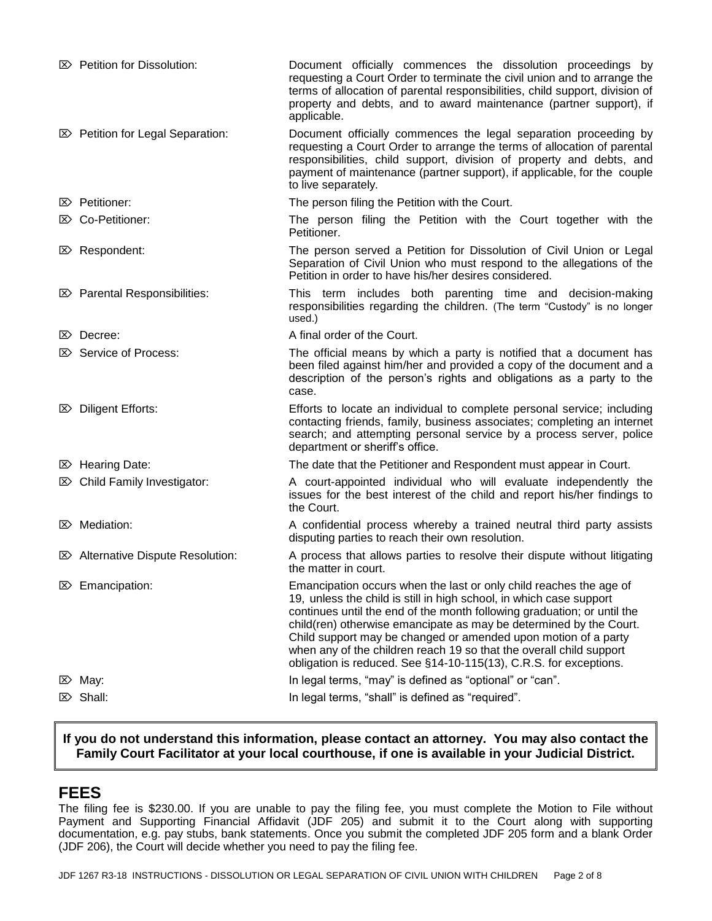- ⌦ **Petition for Dissolution:** Document officially commences the dissolution proceedings by requesting a Court Order to terminate the civil union and to arrange the terms of allocation of parental responsibilities, child support, division of property and debts, and to award maintenance (partner support), if applicable.
- ⌦ **Petition for Legal Separation:** Document officially commences the legal separation proceeding by requesting a Court Order to arrange the terms of allocation of parental responsibilities, child support, division of property and debts, and payment of maintenance (partner support), if applicable, for the couple to live separately.
- ⌦ **Petitioner:** The person filing the Petition with the Court.
- ⌦ **Co-Petitioner:** The person filing the Petition with the Court together with the Petitioner.
- ⌦ **Respondent:** The person served a Petition for Dissolution of Civil Union or Legal Separation of Civil Union who must respond to the allegations of the Petition in order to have his/her desires considered.
- ⌦ **Parental Responsibilities:** This term includes both parenting time and decision-making responsibilities regarding the children. (The term "Custody" is no longer used.)
- ⌦ **Decree:** A final order of the Court.
- ⌦ **Service of Process:** The official means by which a party is notified that a document has been filed against him/her and provided a copy of the document and a description of the person's rights and obligations as a party to the case.
- ⌦ **Diligent Efforts:** Efforts to locate an individual to complete personal service; including contacting friends, family, business associates; completing an internet search; and attempting personal service by a process server, police department or sheriff's office.
- ⌦ **Hearing Date:** The date that the Petitioner and Respondent must appear in Court.
- ⌦ **Child Family Investigator:** A court-appointed individual who will evaluate independently the issues for the best interest of the child and report his/her findings to the Court.
- ⌦ **Mediation:** A confidential process whereby a trained neutral third party assists disputing parties to reach their own resolution.
- ⌦ **Alternative Dispute Resolution:** A process that allows parties to resolve their dispute without litigating the matter in court.
- ⌦ **Emancipation:** Emancipation occurs when the last or only child reaches the age of 19, unless the child is still in high school, in which case support continues until the end of the month following graduation; or until the child(ren) otherwise emancipate as may be determined by the Court. Child support may be changed or amended upon motion of a party when any of the children reach 19 so that the overall child support obligation is reduced. See §14-10-115(13), C.R.S. for exceptions.
- ⌦ **May:** In legal terms, "may" is defined as "optional" or "can".
- ⌦ **Shall:** In legal terms, "shall" is defined as "required".

**If you do not understand this information, please contact an attorney. You may also contact the Family Court Facilitator at your local courthouse, if one is available in your Judicial District.**

## FEES

The filing fee is $230.00. If you are unable to pay the filing fee, you must complete the Motion to File without Payment and Supporting Financial Affidavit (JDF 205) and submit it to the Court along with supporting documentation, e.g. pay stubs, bank statements. Once you submit the completed JDF 205 form and a blank Order (JDF 206), the Court will decide whether you need to pay the filing fee.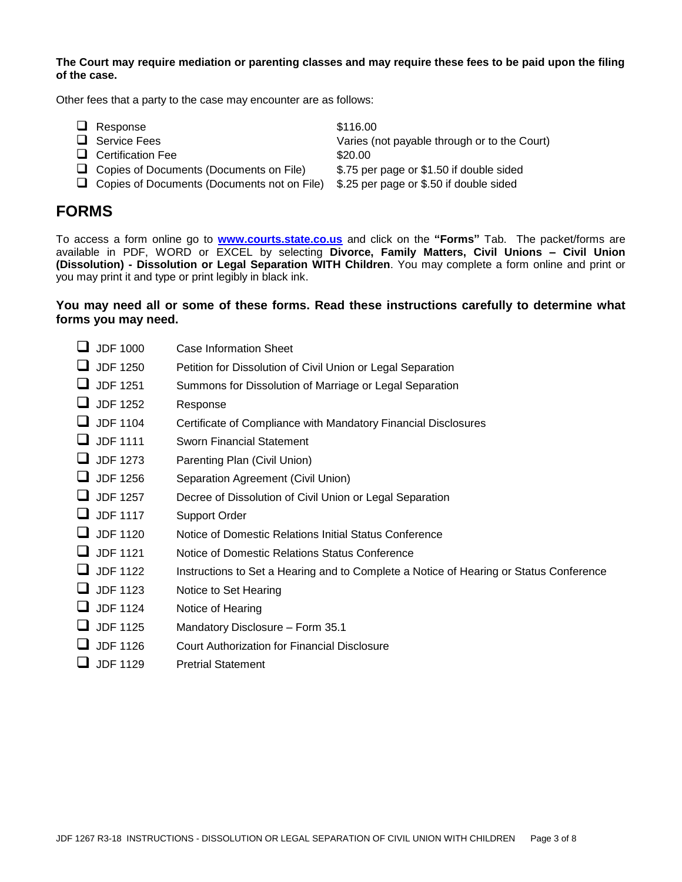**The Court may require mediation or parenting classes and may require these fees to be paid upon the filing of the case.**

Other fees that a party to the case may encounter are as follows:

- ❑ Response — $116.00
- ❑ Service Fees — Varies (not payable through or to the Court)
- ❑ Certification Fee — $20.00
- ❑ Copies of Documents (Documents on File) — $.75 per page or $1.50 if double sided
- ❑ Copies of Documents (Documents not on File) — $.25 per page or $.50 if double sided

## FORMS

To access a form online go to **www.courts.state.co.us** and click on the **"Forms"** Tab. The packet/forms are available in PDF, WORD or EXCEL by selecting **Divorce, Family Matters, Civil Unions – Civil Union (Dissolution) - Dissolution or Legal Separation WITH Children**. You may complete a form online and print or you may print it and type or print legibly in black ink.

**You may need all or some of these forms. Read these instructions carefully to determine what forms you may need.**

- ❑ JDF 1000 Case Information Sheet
- ❑ JDF 1250 Petition for Dissolution of Civil Union or Legal Separation
- ❑ JDF 1251 Summons for Dissolution of Marriage or Legal Separation
- ❑ JDF 1252 Response
- ❑ JDF 1104 Certificate of Compliance with Mandatory Financial Disclosures
- ❑ JDF 1111 Sworn Financial Statement
- ❑ JDF 1273 Parenting Plan (Civil Union)
- ❑ JDF 1256 Separation Agreement (Civil Union)
- ❑ JDF 1257 Decree of Dissolution of Civil Union or Legal Separation
- ❑ JDF 1117 Support Order
- ❑ JDF 1120 Notice of Domestic Relations Initial Status Conference
- ❑ JDF 1121 Notice of Domestic Relations Status Conference
- ❑ JDF 1122 Instructions to Set a Hearing and to Complete a Notice of Hearing or Status Conference
- ❑ JDF 1123 Notice to Set Hearing
- ❑ JDF 1124 Notice of Hearing
- ❑ JDF 1125 Mandatory Disclosure – Form 35.1
- ❑ JDF 1126 Court Authorization for Financial Disclosure
- ❑ JDF 1129 Pretrial Statement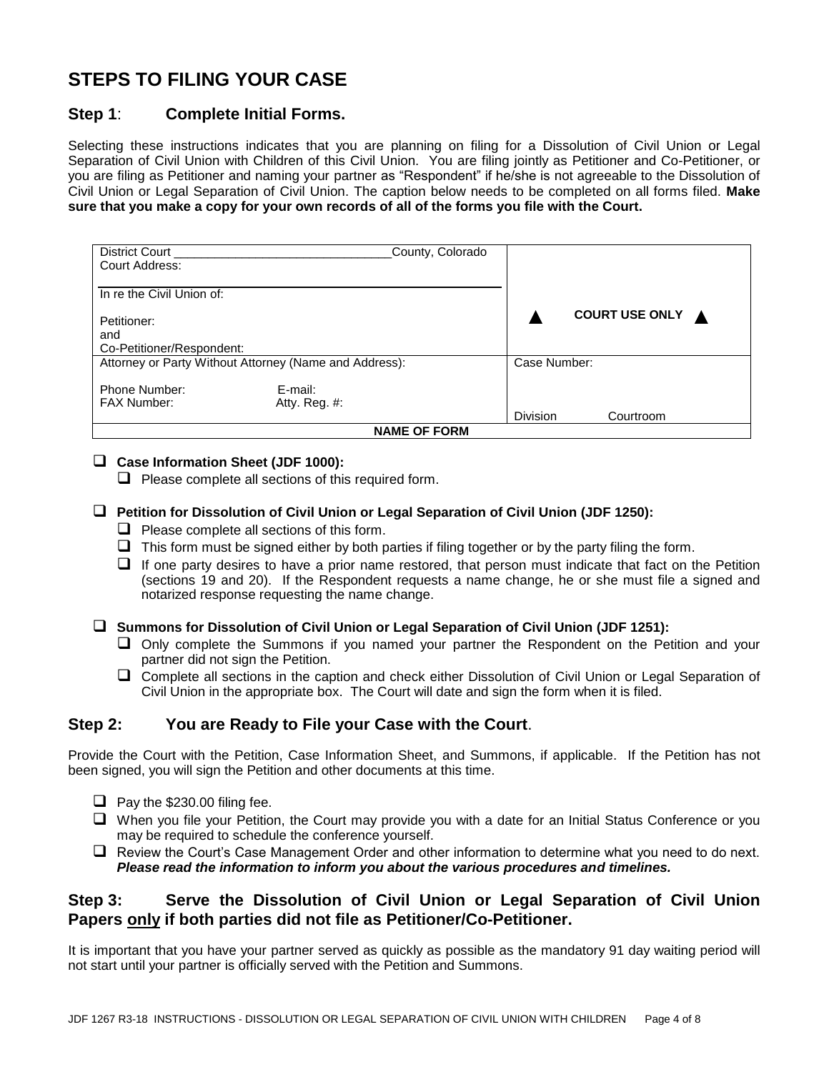# STEPS TO FILING YOUR CASE

## Step 1: Complete Initial Forms.

Selecting these instructions indicates that you are planning on filing for a Dissolution of Civil Union or Legal Separation of Civil Union with Children of this Civil Union. You are filing jointly as Petitioner and Co-Petitioner, or you are filing as Petitioner and naming your partner as "Respondent" if he/she is not agreeable to the Dissolution of Civil Union or Legal Separation of Civil Union. The caption below needs to be completed on all forms filed. **Make sure that you make a copy for your own records of all of the forms you file with the Court.**

| | |
|---|---|
| District Court ______________________________ County, Colorado<br>Court Address:<br><br>In re the Civil Union of:<br><br>Petitioner:<br>and<br>Co-Petitioner/Respondent: | ▲ COURT USE ONLY ▲ |
| Attorney or Party Without Attorney (Name and Address):<br><br>Phone Number: E-mail:<br>FAX Number: Atty. Reg. #: | Case Number:<br><br><br>Division Courtroom |
| **NAME OF FORM** | |

- ☐ **Case Information Sheet (JDF 1000):**
  - ☐ Please complete all sections of this required form.

- ☐ **Petition for Dissolution of Civil Union or Legal Separation of Civil Union (JDF 1250):**
  - ☐ Please complete all sections of this form.
  - ☐ This form must be signed either by both parties if filing together or by the party filing the form.
  - ☐ If one party desires to have a prior name restored, that person must indicate that fact on the Petition (sections 19 and 20). If the Respondent requests a name change, he or she must file a signed and notarized response requesting the name change.

- ☐ **Summons for Dissolution of Civil Union or Legal Separation of Civil Union (JDF 1251):**
  - ☐ Only complete the Summons if you named your partner the Respondent on the Petition and your partner did not sign the Petition.
  - ☐ Complete all sections in the caption and check either Dissolution of Civil Union or Legal Separation of Civil Union in the appropriate box. The Court will date and sign the form when it is filed.

## Step 2: You are Ready to File your Case with the Court.

Provide the Court with the Petition, Case Information Sheet, and Summons, if applicable. If the Petition has not been signed, you will sign the Petition and other documents at this time.

- ☐ Pay the $230.00 filing fee.
- ☐ When you file your Petition, the Court may provide you with a date for an Initial Status Conference or you may be required to schedule the conference yourself.
- ☐ Review the Court's Case Management Order and other information to determine what you need to do next. ***Please read the information to inform you about the various procedures and timelines.***

## Step 3: Serve the Dissolution of Civil Union or Legal Separation of Civil Union Papers <u>only</u> if both parties did not file as Petitioner/Co-Petitioner.

It is important that you have your partner served as quickly as possible as the mandatory 91 day waiting period will not start until your partner is officially served with the Petition and Summons.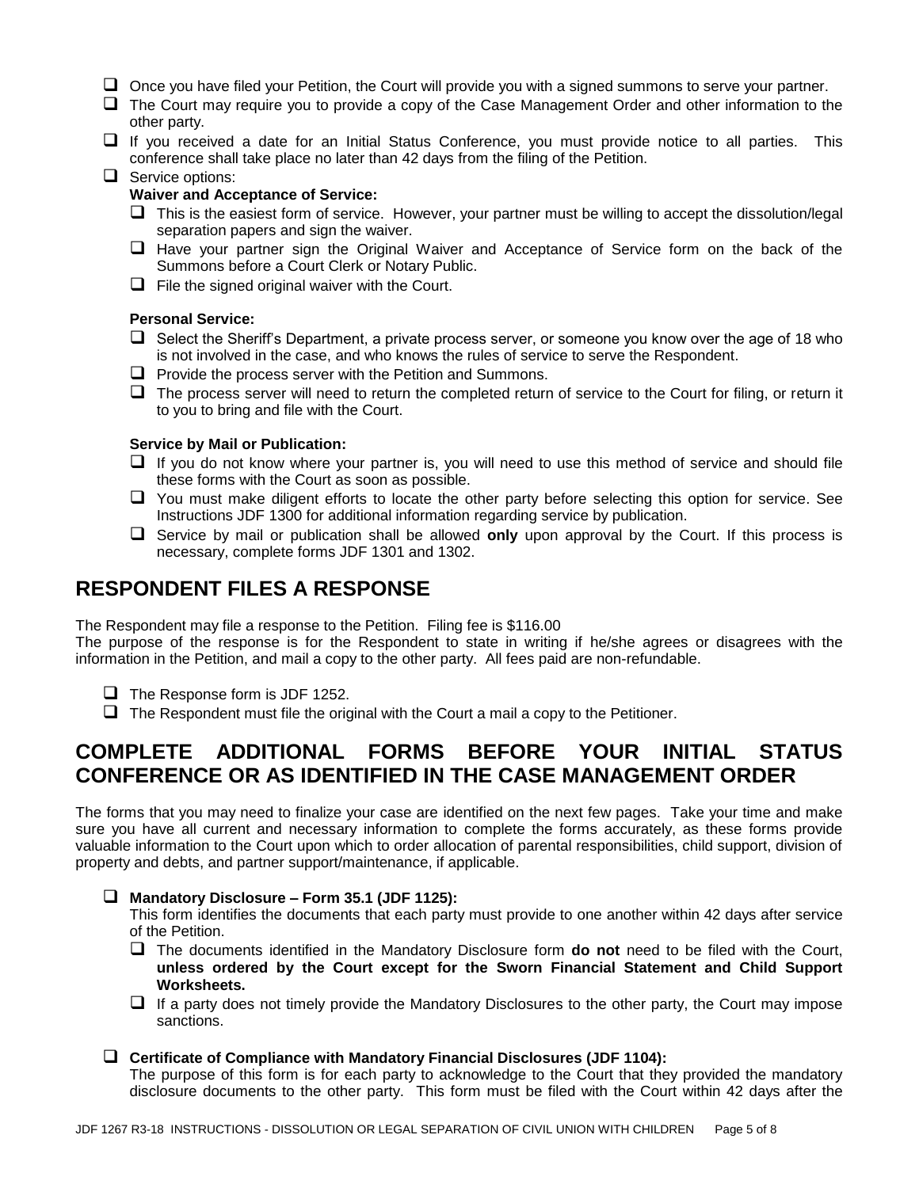- [ ] Once you have filed your Petition, the Court will provide you with a signed summons to serve your partner.
- [ ] The Court may require you to provide a copy of the Case Management Order and other information to the other party.
- [ ] If you received a date for an Initial Status Conference, you must provide notice to all parties. This conference shall take place no later than 42 days from the filing of the Petition.
- [ ] Service options:

  **Waiver and Acceptance of Service:**
  - [ ] This is the easiest form of service. However, your partner must be willing to accept the dissolution/legal separation papers and sign the waiver.
  - [ ] Have your partner sign the Original Waiver and Acceptance of Service form on the back of the Summons before a Court Clerk or Notary Public.
  - [ ] File the signed original waiver with the Court.

  **Personal Service:**
  - [ ] Select the Sheriff's Department, a private process server, or someone you know over the age of 18 who is not involved in the case, and who knows the rules of service to serve the Respondent.
  - [ ] Provide the process server with the Petition and Summons.
  - [ ] The process server will need to return the completed return of service to the Court for filing, or return it to you to bring and file with the Court.

  **Service by Mail or Publication:**
  - [ ] If you do not know where your partner is, you will need to use this method of service and should file these forms with the Court as soon as possible.
  - [ ] You must make diligent efforts to locate the other party before selecting this option for service. See Instructions JDF 1300 for additional information regarding service by publication.
  - [ ] Service by mail or publication shall be allowed **only** upon approval by the Court. If this process is necessary, complete forms JDF 1301 and 1302.

## RESPONDENT FILES A RESPONSE

The Respondent may file a response to the Petition. Filing fee is $116.00
The purpose of the response is for the Respondent to state in writing if he/she agrees or disagrees with the information in the Petition, and mail a copy to the other party. All fees paid are non-refundable.

- [ ] The Response form is JDF 1252.
- [ ] The Respondent must file the original with the Court a mail a copy to the Petitioner.

## COMPLETE ADDITIONAL FORMS BEFORE YOUR INITIAL STATUS CONFERENCE OR AS IDENTIFIED IN THE CASE MANAGEMENT ORDER

The forms that you may need to finalize your case are identified on the next few pages. Take your time and make sure you have all current and necessary information to complete the forms accurately, as these forms provide valuable information to the Court upon which to order allocation of parental responsibilities, child support, division of property and debts, and partner support/maintenance, if applicable.

- [ ] **Mandatory Disclosure – Form 35.1 (JDF 1125):**
  This form identifies the documents that each party must provide to one another within 42 days after service of the Petition.
  - [ ] The documents identified in the Mandatory Disclosure form **do not** need to be filed with the Court, **unless ordered by the Court except for the Sworn Financial Statement and Child Support Worksheets.**
  - [ ] If a party does not timely provide the Mandatory Disclosures to the other party, the Court may impose sanctions.

- [ ] **Certificate of Compliance with Mandatory Financial Disclosures (JDF 1104):**
  The purpose of this form is for each party to acknowledge to the Court that they provided the mandatory disclosure documents to the other party. This form must be filed with the Court within 42 days after the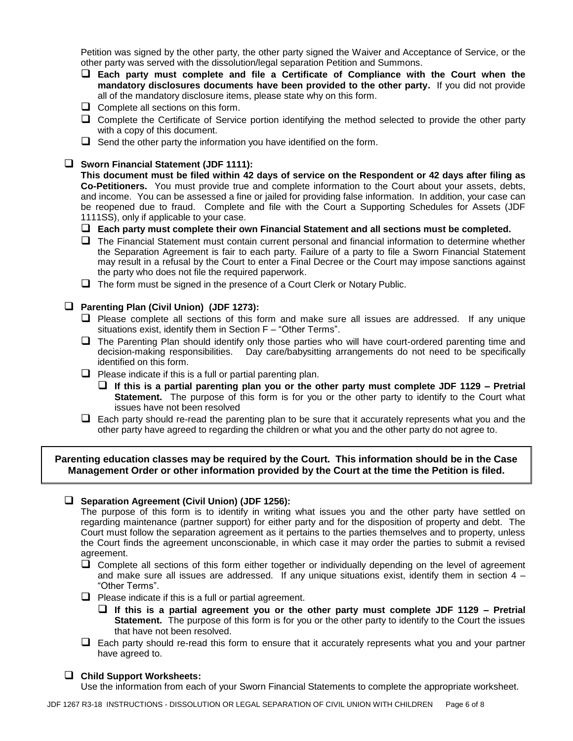Petition was signed by the other party, the other party signed the Waiver and Acceptance of Service, or the other party was served with the dissolution/legal separation Petition and Summons.

- ❑ **Each party must complete and file a Certificate of Compliance with the Court when the mandatory disclosures documents have been provided to the other party.** If you did not provide all of the mandatory disclosure items, please state why on this form.
- ❑ Complete all sections on this form.
- ❑ Complete the Certificate of Service portion identifying the method selected to provide the other party with a copy of this document.
- ❑ Send the other party the information you have identified on the form.

❑ **Sworn Financial Statement (JDF 1111):**

**This document must be filed within 42 days of service on the Respondent or 42 days after filing as Co-Petitioners.** You must provide true and complete information to the Court about your assets, debts, and income. You can be assessed a fine or jailed for providing false information. In addition, your case can be reopened due to fraud. Complete and file with the Court a Supporting Schedules for Assets (JDF 1111SS), only if applicable to your case.

- ❑ **Each party must complete their own Financial Statement and all sections must be completed.**
- ❑ The Financial Statement must contain current personal and financial information to determine whether the Separation Agreement is fair to each party. Failure of a party to file a Sworn Financial Statement may result in a refusal by the Court to enter a Final Decree or the Court may impose sanctions against the party who does not file the required paperwork.
- ❑ The form must be signed in the presence of a Court Clerk or Notary Public.

❑ **Parenting Plan (Civil Union) (JDF 1273):**

- ❑ Please complete all sections of this form and make sure all issues are addressed. If any unique situations exist, identify them in Section F – "Other Terms".
- ❑ The Parenting Plan should identify only those parties who will have court-ordered parenting time and decision-making responsibilities. Day care/babysitting arrangements do not need to be specifically identified on this form.
- ❑ Please indicate if this is a full or partial parenting plan.
  - ❑ **If this is a partial parenting plan you or the other party must complete JDF 1129 – Pretrial Statement.** The purpose of this form is for you or the other party to identify to the Court what issues have not been resolved
- ❑ Each party should re-read the parenting plan to be sure that it accurately represents what you and the other party have agreed to regarding the children or what you and the other party do not agree to.

**Parenting education classes may be required by the Court. This information should be in the Case Management Order or other information provided by the Court at the time the Petition is filed.**

❑ **Separation Agreement (Civil Union) (JDF 1256):**

The purpose of this form is to identify in writing what issues you and the other party have settled on regarding maintenance (partner support) for either party and for the disposition of property and debt. The Court must follow the separation agreement as it pertains to the parties themselves and to property, unless the Court finds the agreement unconscionable, in which case it may order the parties to submit a revised agreement.

- ❑ Complete all sections of this form either together or individually depending on the level of agreement and make sure all issues are addressed. If any unique situations exist, identify them in section 4 – "Other Terms".
- ❑ Please indicate if this is a full or partial agreement.
  - ❑ **If this is a partial agreement you or the other party must complete JDF 1129 – Pretrial Statement.** The purpose of this form is for you or the other party to identify to the Court the issues that have not been resolved.
- ❑ Each party should re-read this form to ensure that it accurately represents what you and your partner have agreed to.

❑ **Child Support Worksheets:**

Use the information from each of your Sworn Financial Statements to complete the appropriate worksheet.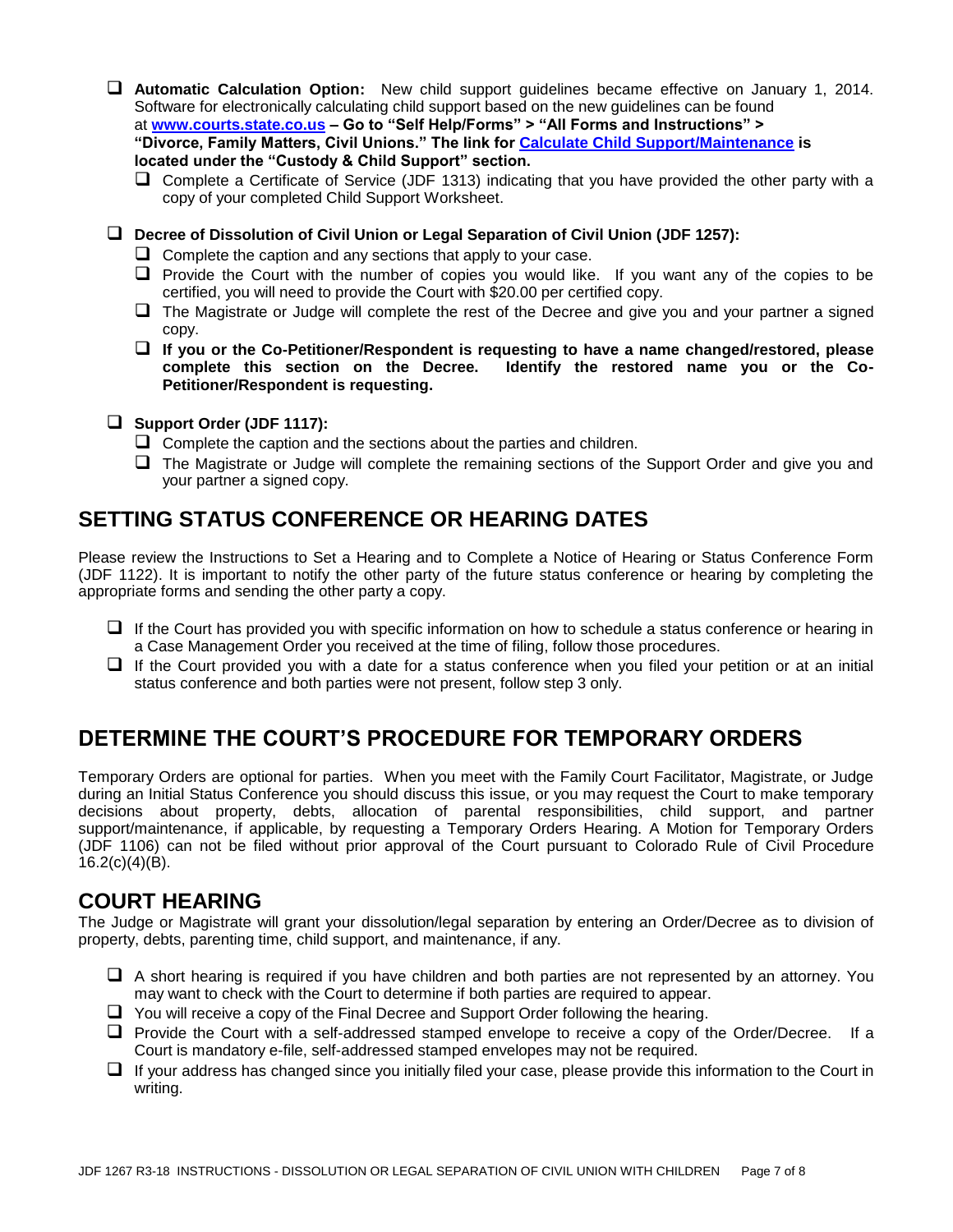- ❑ **Automatic Calculation Option:** New child support guidelines became effective on January 1, 2014. Software for electronically calculating child support based on the new guidelines can be found at **www.courts.state.co.us – Go to "Self Help/Forms" > "All Forms and Instructions" > "Divorce, Family Matters, Civil Unions." The link for Calculate Child Support/Maintenance is located under the "Custody & Child Support" section.**
  - ❑ Complete a Certificate of Service (JDF 1313) indicating that you have provided the other party with a copy of your completed Child Support Worksheet.

- ❑ **Decree of Dissolution of Civil Union or Legal Separation of Civil Union (JDF 1257):**
  - ❑ Complete the caption and any sections that apply to your case.
  - ❑ Provide the Court with the number of copies you would like. If you want any of the copies to be certified, you will need to provide the Court with $20.00 per certified copy.
  - ❑ The Magistrate or Judge will complete the rest of the Decree and give you and your partner a signed copy.
  - ❑ **If you or the Co-Petitioner/Respondent is requesting to have a name changed/restored, please complete this section on the Decree. Identify the restored name you or the Co-Petitioner/Respondent is requesting.**

- ❑ **Support Order (JDF 1117):**
  - ❑ Complete the caption and the sections about the parties and children.
  - ❑ The Magistrate or Judge will complete the remaining sections of the Support Order and give you and your partner a signed copy.

## SETTING STATUS CONFERENCE OR HEARING DATES

Please review the Instructions to Set a Hearing and to Complete a Notice of Hearing or Status Conference Form (JDF 1122). It is important to notify the other party of the future status conference or hearing by completing the appropriate forms and sending the other party a copy.

- ❑ If the Court has provided you with specific information on how to schedule a status conference or hearing in a Case Management Order you received at the time of filing, follow those procedures.
- ❑ If the Court provided you with a date for a status conference when you filed your petition or at an initial status conference and both parties were not present, follow step 3 only.

## DETERMINE THE COURT'S PROCEDURE FOR TEMPORARY ORDERS

Temporary Orders are optional for parties. When you meet with the Family Court Facilitator, Magistrate, or Judge during an Initial Status Conference you should discuss this issue, or you may request the Court to make temporary decisions about property, debts, allocation of parental responsibilities, child support, and partner support/maintenance, if applicable, by requesting a Temporary Orders Hearing. A Motion for Temporary Orders (JDF 1106) can not be filed without prior approval of the Court pursuant to Colorado Rule of Civil Procedure 16.2(c)(4)(B).

## COURT HEARING

The Judge or Magistrate will grant your dissolution/legal separation by entering an Order/Decree as to division of property, debts, parenting time, child support, and maintenance, if any.

- ❑ A short hearing is required if you have children and both parties are not represented by an attorney. You may want to check with the Court to determine if both parties are required to appear.
- ❑ You will receive a copy of the Final Decree and Support Order following the hearing.
- ❑ Provide the Court with a self-addressed stamped envelope to receive a copy of the Order/Decree. If a Court is mandatory e-file, self-addressed stamped envelopes may not be required.
- ❑ If your address has changed since you initially filed your case, please provide this information to the Court in writing.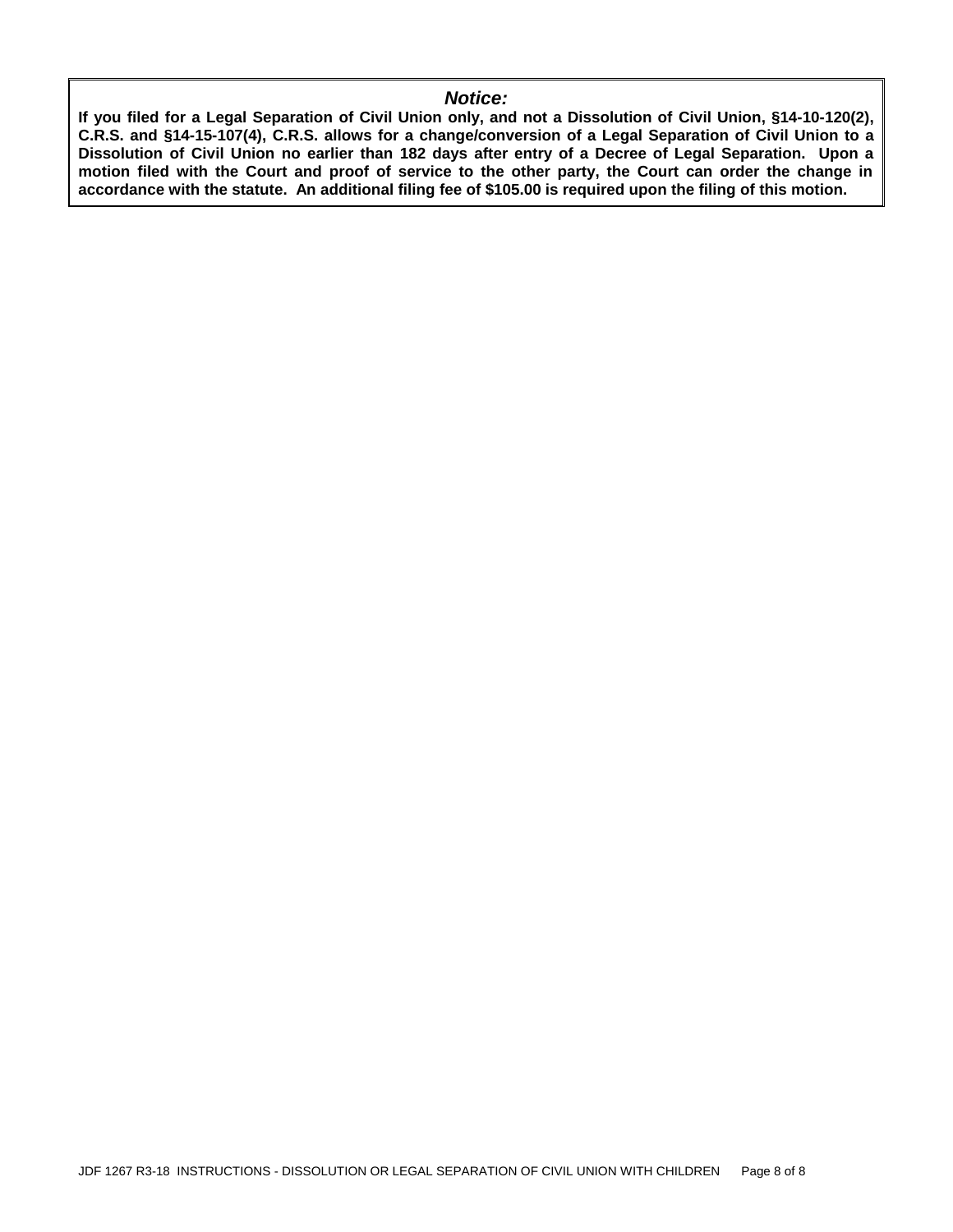***Notice:***

**If you filed for a Legal Separation of Civil Union only, and not a Dissolution of Civil Union, §14-10-120(2), C.R.S. and §14-15-107(4), C.R.S. allows for a change/conversion of a Legal Separation of Civil Union to a Dissolution of Civil Union no earlier than 182 days after entry of a Decree of Legal Separation. Upon a motion filed with the Court and proof of service to the other party, the Court can order the change in accordance with the statute. An additional filing fee of $105.00 is required upon the filing of this motion.**